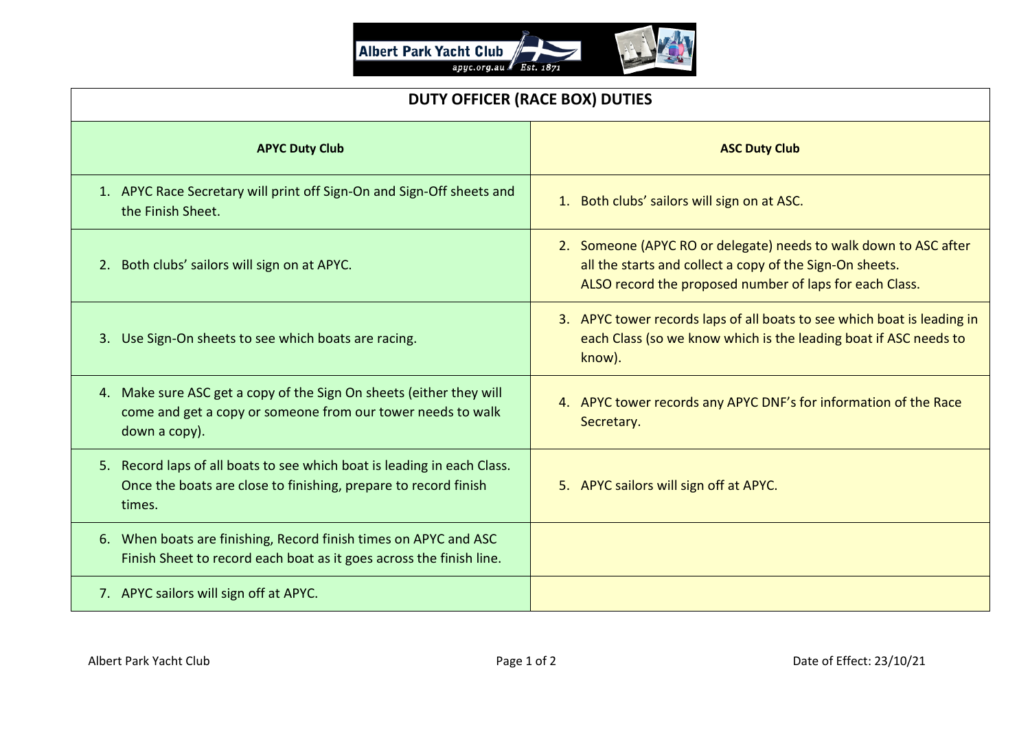# DUTY OFFICER (RACE BOX) DUTIES

| APYC Duty Club | ASC Duty Club |
|---|---|
| 1. APYC Race Secretary will print off Sign-On and Sign-Off sheets and the Finish Sheet. | 1. Both clubs' sailors will sign on at ASC. |
| 2. Both clubs' sailors will sign on at APYC. | 2. Someone (APYC RO or delegate) needs to walk down to ASC after all the starts and collect a copy of the Sign-On sheets. ALSO record the proposed number of laps for each Class. |
| 3. Use Sign-On sheets to see which boats are racing. | 3. APYC tower records laps of all boats to see which boat is leading in each Class (so we know which is the leading boat if ASC needs to know). |
| 4. Make sure ASC get a copy of the Sign On sheets (either they will come and get a copy or someone from our tower needs to walk down a copy). | 4. APYC tower records any APYC DNF's for information of the Race Secretary. |
| 5. Record laps of all boats to see which boat is leading in each Class. Once the boats are close to finishing, prepare to record finish times. | 5. APYC sailors will sign off at APYC. |
| 6. When boats are finishing, Record finish times on APYC and ASC Finish Sheet to record each boat as it goes across the finish line. | |
| 7. APYC sailors will sign off at APYC. | |

Date of Effect: 23/10/21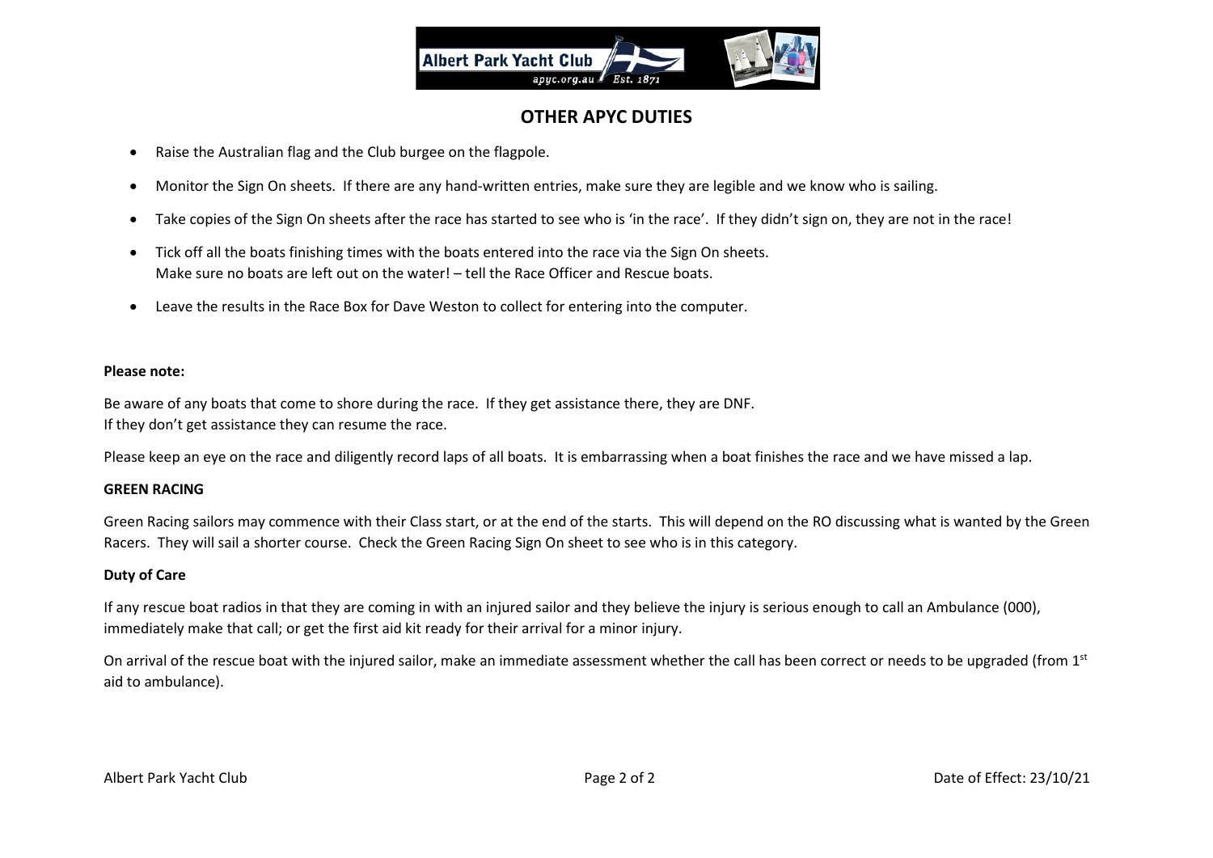# OTHER APYC DUTIES

- Raise the Australian flag and the Club burgee on the flagpole.
- Monitor the Sign On sheets. If there are any hand-written entries, make sure they are legible and we know who is sailing.
- Take copies of the Sign On sheets after the race has started to see who is 'in the race'. If they didn't sign on, they are not in the race!
- Tick off all the boats finishing times with the boats entered into the race via the Sign On sheets. Make sure no boats are left out on the water! – tell the Race Officer and Rescue boats.
- Leave the results in the Race Box for Dave Weston to collect for entering into the computer.

**Please note:**

Be aware of any boats that come to shore during the race. If they get assistance there, they are DNF. If they don't get assistance they can resume the race.

Please keep an eye on the race and diligently record laps of all boats. It is embarrassing when a boat finishes the race and we have missed a lap.

**GREEN RACING**

Green Racing sailors may commence with their Class start, or at the end of the starts. This will depend on the RO discussing what is wanted by the Green Racers. They will sail a shorter course. Check the Green Racing Sign On sheet to see who is in this category.

**Duty of Care**

If any rescue boat radios in that they are coming in with an injured sailor and they believe the injury is serious enough to call an Ambulance (000), immediately make that call; or get the first aid kit ready for their arrival for a minor injury.

On arrival of the rescue boat with the injured sailor, make an immediate assessment whether the call has been correct or needs to be upgraded (from 1st aid to ambulance).